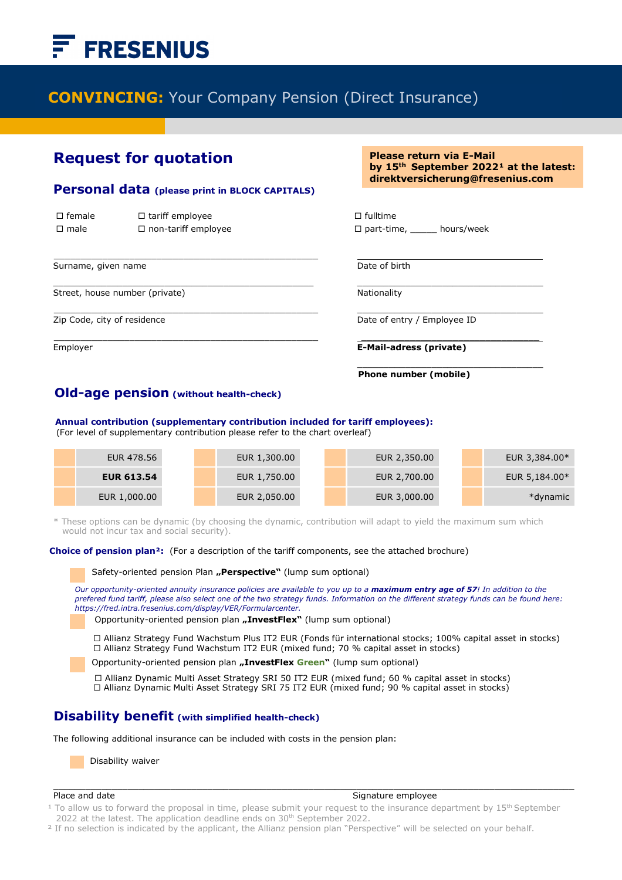# FRESENIUS

## CONVINCING: Your Company Pension (Direct Insurance)

## Request for quotation

**Please return via E-Mail by 15th September 2022[1] at the latest: direktversicherung@fresenius.com**

### Personal data (please print in BLOCK CAPITALS)

☐ female
☐ male

☐ tariff employee
☐ non-tariff employee

☐ fulltime
☐ part-time, _____ hours/week

_______________________________________________
Surname, given name

_______________________________________________
Street, house number (private)

_______________________________________________
Zip Code, city of residence

_______________________________________________
Employer

_______________________________________________
Date of birth

_______________________________________________
Nationality

_______________________________________________
Date of entry / Employee ID

_______________________________________________
**E-Mail-adress (private)**

_______________________________________________
**Phone number (mobile)**

### Old-age pension (without health-check)

**Annual contribution (supplementary contribution included for tariff employees):**
(For level of supplementary contribution please refer to the chart overleaf)

| | | | | | | | |
|---|---|---|---|---|---|---|---|
| | EUR 478.56 | | EUR 1,300.00 | | EUR 2,350.00 | | EUR 3,384.00* |
| | **EUR 613.54** | | EUR 1,750.00 | | EUR 2,700.00 | | EUR 5,184.00* |
| | EUR 1,000.00 | | EUR 2,050.00 | | EUR 3,000.00 | | *dynamic |

\* These options can be dynamic (by choosing the dynamic, contribution will adapt to yield the maximum sum which would not incur tax and social security).

**Choice of pension plan[2]:** (For a description of the tariff components, see the attached brochure)

☐ Safety-oriented pension Plan **„Perspective"** (lump sum optional)

*Our opportunity-oriented annuity insurance policies are available to you up to a **maximum entry age of 57**! In addition to the prefered fund tariff, please also select one of the two strategy funds. Information on the different strategy funds can be found here: https://fred.intra.fresenius.com/display/VER/Formularcenter.*

☐ Opportunity-oriented pension plan **„InvestFlex"** (lump sum optional)

- ☐ Allianz Strategy Fund Wachstum Plus IT2 EUR (Fonds für international stocks; 100% capital asset in stocks)
- ☐ Allianz Strategy Fund Wachstum IT2 EUR (mixed fund; 70 % capital asset in stocks)

☐ Opportunity-oriented pension plan **„InvestFlex Green"** (lump sum optional)

- ☐ Allianz Dynamic Multi Asset Strategy SRI 50 IT2 EUR (mixed fund; 60 % capital asset in stocks)
- ☐ Allianz Dynamic Multi Asset Strategy SRI 75 IT2 EUR (mixed fund; 90 % capital asset in stocks)

### Disability benefit (with simplified health-check)

The following additional insurance can be included with costs in the pension plan:

☐ Disability waiver

_______________________________________________________________________________
Place and date                                                                 Signature employee

[1] To allow us to forward the proposal in time, please submit your request to the insurance department by 15th September 2022 at the latest. The application deadline ends on 30th September 2022.
[2] If no selection is indicated by the applicant, the Allianz pension plan "Perspective" will be selected on your behalf.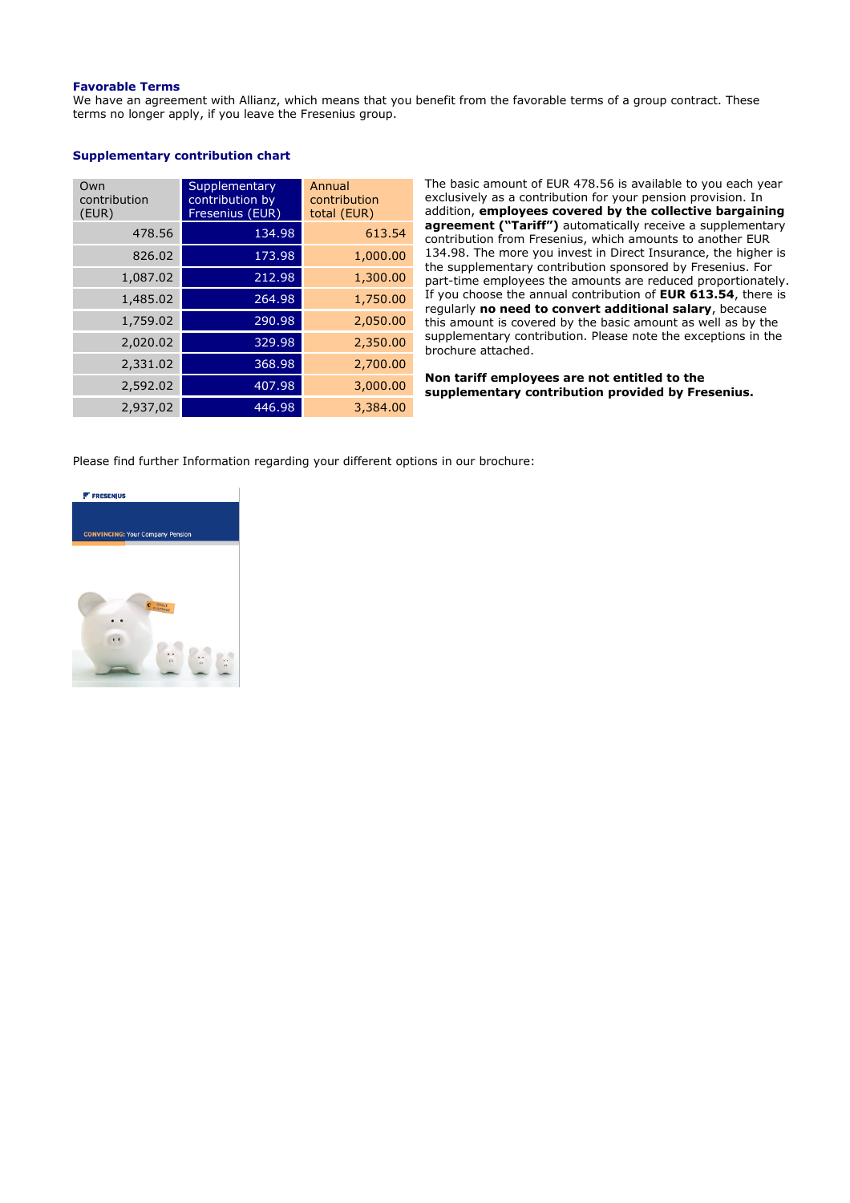### Favorable Terms

We have an agreement with Allianz, which means that you benefit from the favorable terms of a group contract. These terms no longer apply, if you leave the Fresenius group.

### Supplementary contribution chart

| Own contribution (EUR) | Supplementary contribution by Fresenius (EUR) | Annual contribution total (EUR) |
|---:|---:|---:|
| 478.56 | 134.98 | 613.54 |
| 826.02 | 173.98 | 1,000.00 |
| 1,087.02 | 212.98 | 1,300.00 |
| 1,485.02 | 264.98 | 1,750.00 |
| 1,759.02 | 290.98 | 2,050.00 |
| 2,020.02 | 329.98 | 2,350.00 |
| 2,331.02 | 368.98 | 2,700.00 |
| 2,592.02 | 407.98 | 3,000.00 |
| 2,937,02 | 446.98 | 3,384.00 |

The basic amount of EUR 478.56 is available to you each year exclusively as a contribution for your pension provision. In addition, **employees covered by the collective bargaining agreement ("Tariff")** automatically receive a supplementary contribution from Fresenius, which amounts to another EUR 134.98. The more you invest in Direct Insurance, the higher is the supplementary contribution sponsored by Fresenius. For part-time employees the amounts are reduced proportionately. If you choose the annual contribution of **EUR 613.54**, there is regularly **no need to convert additional salary**, because this amount is covered by the basic amount as well as by the supplementary contribution. Please note the exceptions in the brochure attached.

**Non tariff employees are not entitled to the supplementary contribution provided by Fresenius.**

Please find further Information regarding your different options in our brochure: